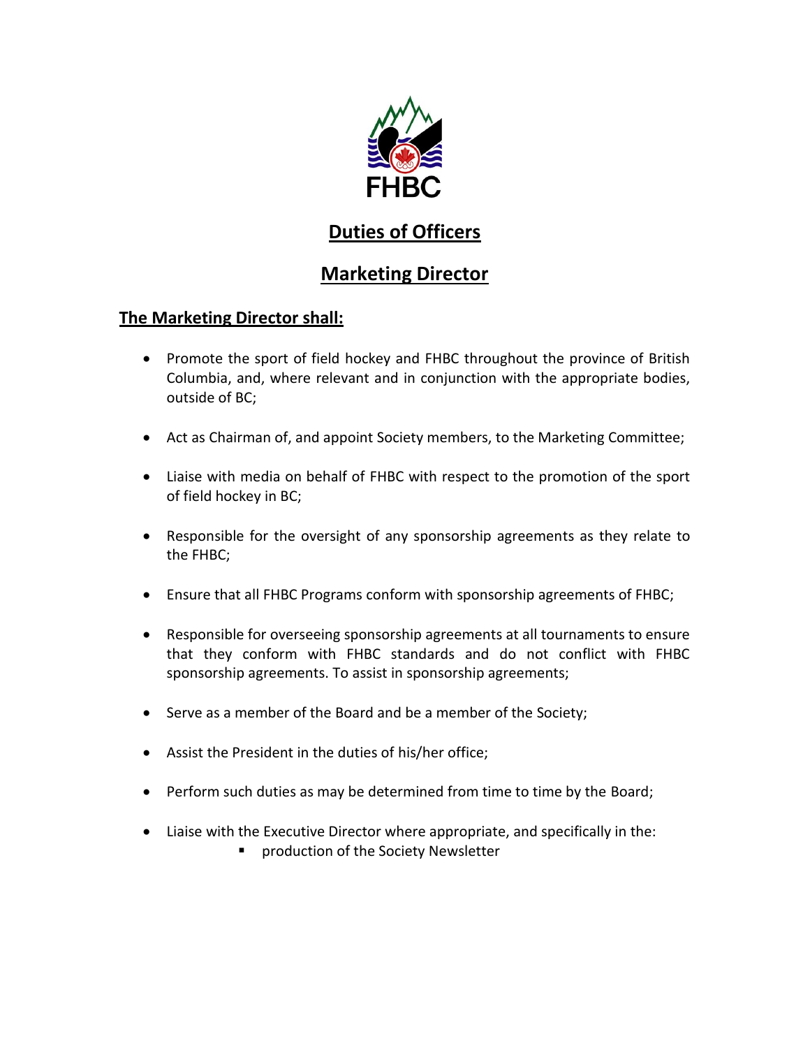FHBC

# Duties of Officers

## Marketing Director

### The Marketing Director shall:

- Promote the sport of field hockey and FHBC throughout the province of British Columbia, and, where relevant and in conjunction with the appropriate bodies, outside of BC;
- Act as Chairman of, and appoint Society members, to the Marketing Committee;
- Liaise with media on behalf of FHBC with respect to the promotion of the sport of field hockey in BC;
- Responsible for the oversight of any sponsorship agreements as they relate to the FHBC;
- Ensure that all FHBC Programs conform with sponsorship agreements of FHBC;
- Responsible for overseeing sponsorship agreements at all tournaments to ensure that they conform with FHBC standards and do not conflict with FHBC sponsorship agreements. To assist in sponsorship agreements;
- Serve as a member of the Board and be a member of the Society;
- Assist the President in the duties of his/her office;
- Perform such duties as may be determined from time to time by the Board;
- Liaise with the Executive Director where appropriate, and specifically in the:
    - production of the Society Newsletter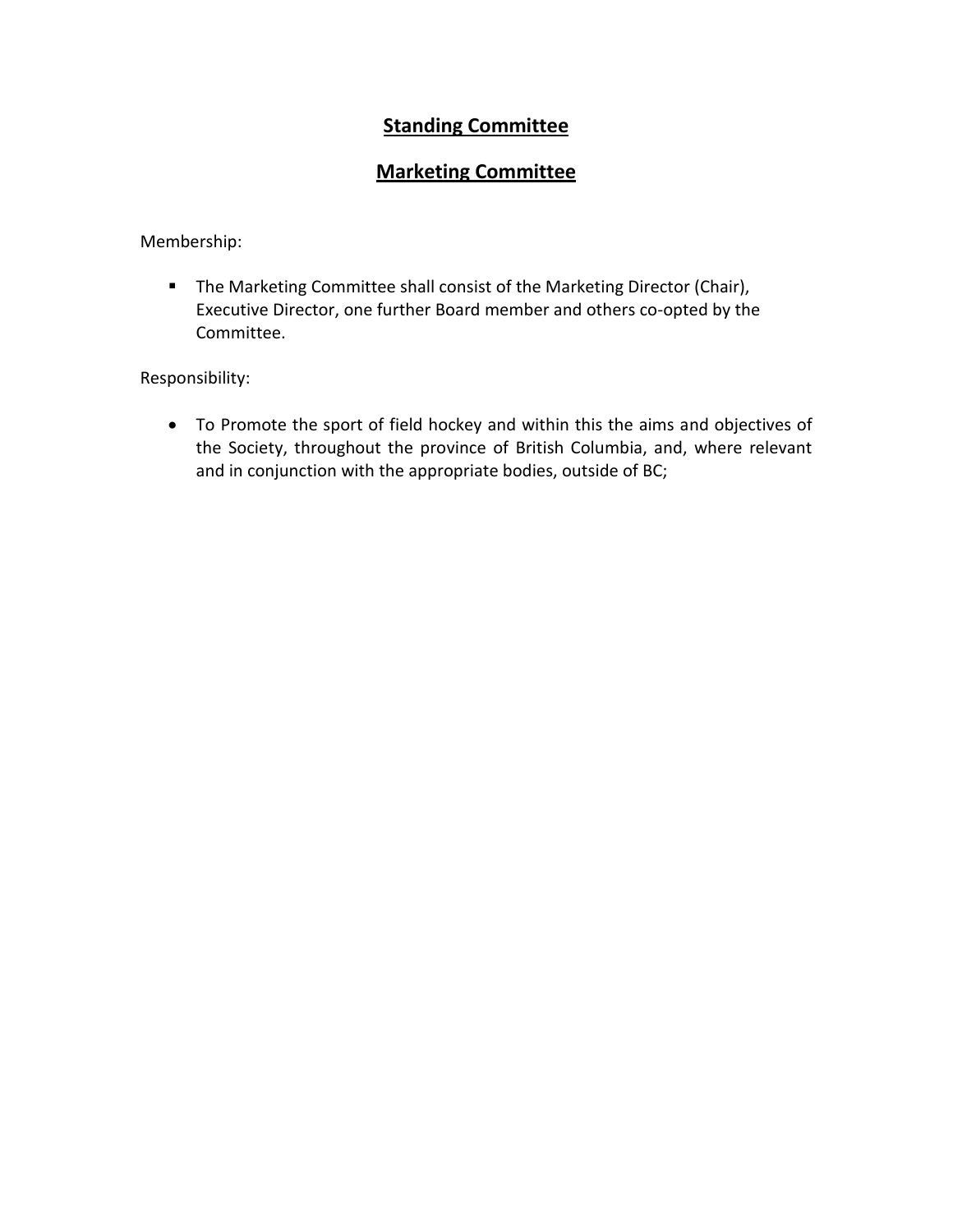## Standing Committee

## Marketing Committee

Membership:

- The Marketing Committee shall consist of the Marketing Director (Chair), Executive Director, one further Board member and others co-opted by the Committee.

Responsibility:

- To Promote the sport of field hockey and within this the aims and objectives of the Society, throughout the province of British Columbia, and, where relevant and in conjunction with the appropriate bodies, outside of BC;